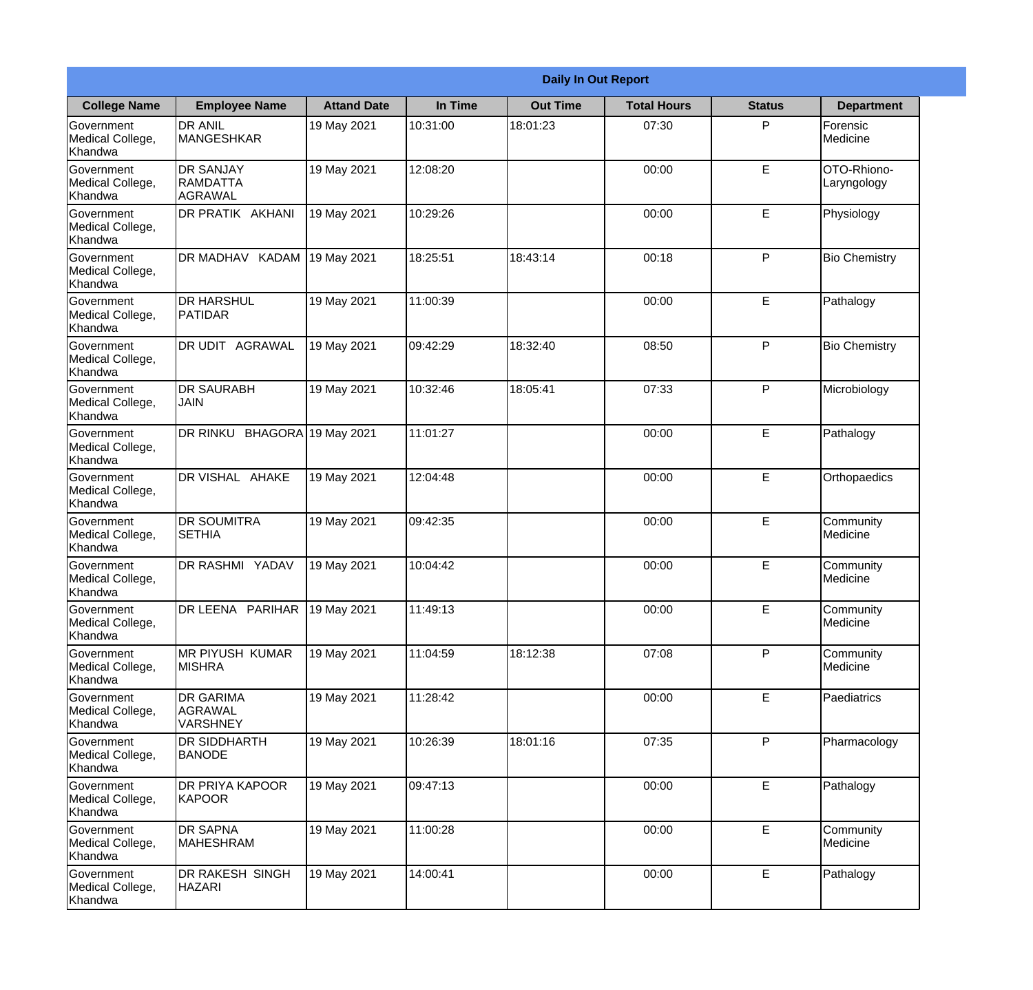| Daily In Out Report | | | | | | | |
|---|---|---|---|---|---|---|---|
| **College Name** | **Employee Name** | **Attand Date** | **In Time** | **Out Time** | **Total Hours** | **Status** | **Department** |
| Government Medical College, Khandwa | DR ANIL MANGESHKAR | 19 May 2021 | 10:31:00 | 18:01:23 | 07:30 | P | Forensic Medicine |
| Government Medical College, Khandwa | DR SANJAY RAMDATTA AGRAWAL | 19 May 2021 | 12:08:20 | | 00:00 | E | OTO-Rhiono-Laryngology |
| Government Medical College, Khandwa | DR PRATIK AKHANI | 19 May 2021 | 10:29:26 | | 00:00 | E | Physiology |
| Government Medical College, Khandwa | DR MADHAV KADAM | 19 May 2021 | 18:25:51 | 18:43:14 | 00:18 | P | Bio Chemistry |
| Government Medical College, Khandwa | DR HARSHUL PATIDAR | 19 May 2021 | 11:00:39 | | 00:00 | E | Pathalogy |
| Government Medical College, Khandwa | DR UDIT AGRAWAL | 19 May 2021 | 09:42:29 | 18:32:40 | 08:50 | P | Bio Chemistry |
| Government Medical College, Khandwa | DR SAURABH JAIN | 19 May 2021 | 10:32:46 | 18:05:41 | 07:33 | P | Microbiology |
| Government Medical College, Khandwa | DR RINKU BHAGORA | 19 May 2021 | 11:01:27 | | 00:00 | E | Pathalogy |
| Government Medical College, Khandwa | DR VISHAL AHAKE | 19 May 2021 | 12:04:48 | | 00:00 | E | Orthopaedics |
| Government Medical College, Khandwa | DR SOUMITRA SETHIA | 19 May 2021 | 09:42:35 | | 00:00 | E | Community Medicine |
| Government Medical College, Khandwa | DR RASHMI YADAV | 19 May 2021 | 10:04:42 | | 00:00 | E | Community Medicine |
| Government Medical College, Khandwa | DR LEENA PARIHAR | 19 May 2021 | 11:49:13 | | 00:00 | E | Community Medicine |
| Government Medical College, Khandwa | MR PIYUSH KUMAR MISHRA | 19 May 2021 | 11:04:59 | 18:12:38 | 07:08 | P | Community Medicine |
| Government Medical College, Khandwa | DR GARIMA AGRAWAL VARSHNEY | 19 May 2021 | 11:28:42 | | 00:00 | E | Paediatrics |
| Government Medical College, Khandwa | DR SIDDHARTH BANODE | 19 May 2021 | 10:26:39 | 18:01:16 | 07:35 | P | Pharmacology |
| Government Medical College, Khandwa | DR PRIYA KAPOOR KAPOOR | 19 May 2021 | 09:47:13 | | 00:00 | E | Pathalogy |
| Government Medical College, Khandwa | DR SAPNA MAHESHRAM | 19 May 2021 | 11:00:28 | | 00:00 | E | Community Medicine |
| Government Medical College, Khandwa | DR RAKESH SINGH HAZARI | 19 May 2021 | 14:00:41 | | 00:00 | E | Pathalogy |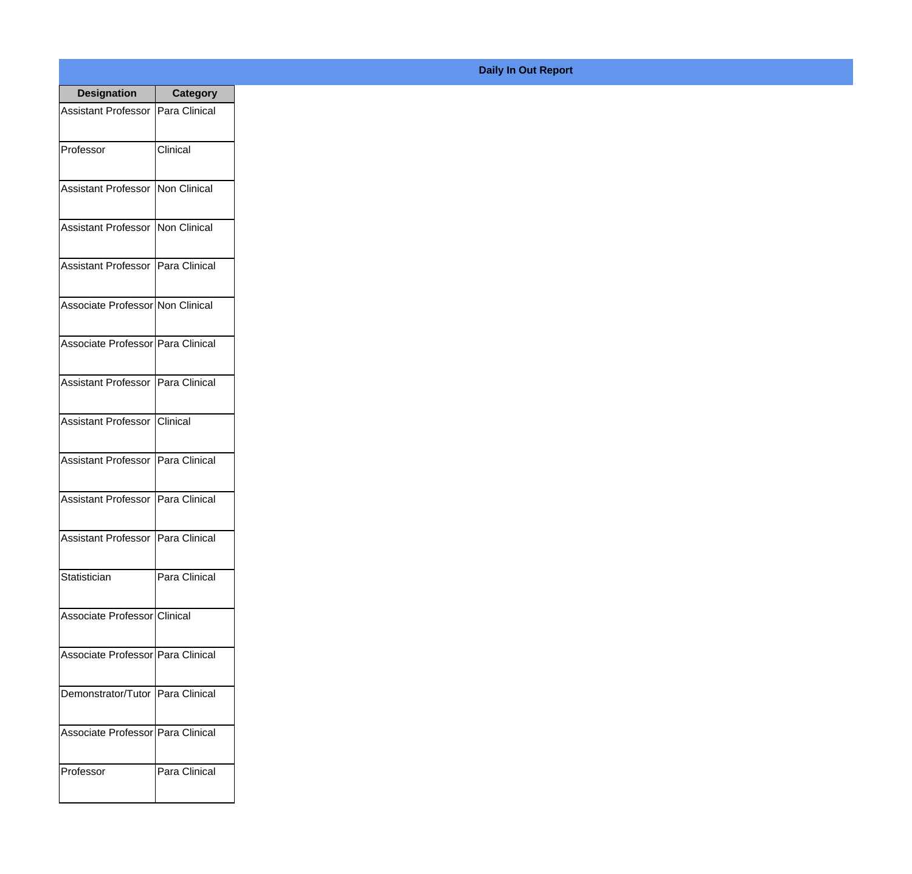**Daily In Out Report**

| Designation | Category |
| --- | --- |
| Assistant Professor | Para Clinical |
| Professor | Clinical |
| Assistant Professor | Non Clinical |
| Assistant Professor | Non Clinical |
| Assistant Professor | Para Clinical |
| Associate Professor | Non Clinical |
| Associate Professor | Para Clinical |
| Assistant Professor | Para Clinical |
| Assistant Professor | Clinical |
| Assistant Professor | Para Clinical |
| Assistant Professor | Para Clinical |
| Assistant Professor | Para Clinical |
| Statistician | Para Clinical |
| Associate Professor | Clinical |
| Associate Professor | Para Clinical |
| Demonstrator/Tutor | Para Clinical |
| Associate Professor | Para Clinical |
| Professor | Para Clinical |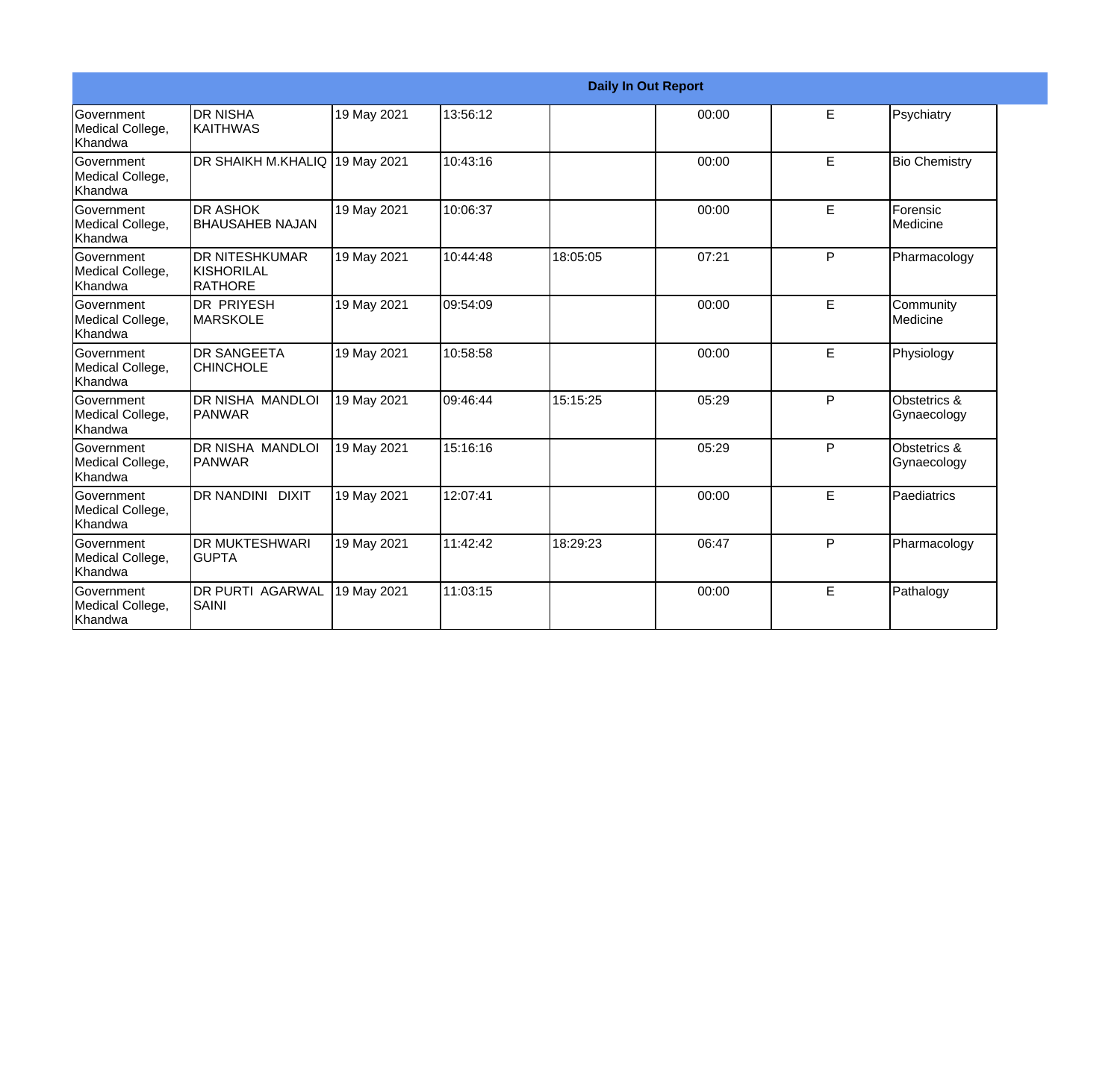**Daily In Out Report**

| | | | | | | | |
|---|---|---|---|---|---|---|---|
| Government Medical College, Khandwa | DR NISHA KAITHWAS | 19 May 2021 | 13:56:12 | | 00:00 | E | Psychiatry |
| Government Medical College, Khandwa | DR SHAIKH M.KHALIQ | 19 May 2021 | 10:43:16 | | 00:00 | E | Bio Chemistry |
| Government Medical College, Khandwa | DR ASHOK BHAUSAHEB NAJAN | 19 May 2021 | 10:06:37 | | 00:00 | E | Forensic Medicine |
| Government Medical College, Khandwa | DR NITESHKUMAR KISHORILAL RATHORE | 19 May 2021 | 10:44:48 | 18:05:05 | 07:21 | P | Pharmacology |
| Government Medical College, Khandwa | DR PRIYESH MARSKOLE | 19 May 2021 | 09:54:09 | | 00:00 | E | Community Medicine |
| Government Medical College, Khandwa | DR SANGEETA CHINCHOLE | 19 May 2021 | 10:58:58 | | 00:00 | E | Physiology |
| Government Medical College, Khandwa | DR NISHA MANDLOI PANWAR | 19 May 2021 | 09:46:44 | 15:15:25 | 05:29 | P | Obstetrics & Gynaecology |
| Government Medical College, Khandwa | DR NISHA MANDLOI PANWAR | 19 May 2021 | 15:16:16 | | 05:29 | P | Obstetrics & Gynaecology |
| Government Medical College, Khandwa | DR NANDINI DIXIT | 19 May 2021 | 12:07:41 | | 00:00 | E | Paediatrics |
| Government Medical College, Khandwa | DR MUKTESHWARI GUPTA | 19 May 2021 | 11:42:42 | 18:29:23 | 06:47 | P | Pharmacology |
| Government Medical College, Khandwa | DR PURTI AGARWAL SAINI | 19 May 2021 | 11:03:15 | | 00:00 | E | Pathalogy |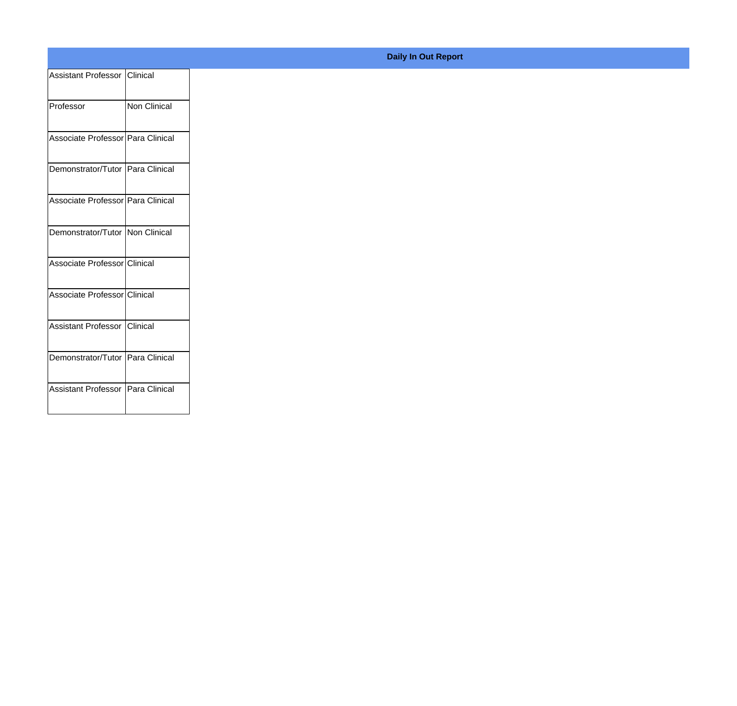**Daily In Out Report**

| | |
|---|---|
| Assistant Professor | Clinical |
| Professor | Non Clinical |
| Associate Professor | Para Clinical |
| Demonstrator/Tutor | Para Clinical |
| Associate Professor | Para Clinical |
| Demonstrator/Tutor | Non Clinical |
| Associate Professor | Clinical |
| Associate Professor | Clinical |
| Assistant Professor | Clinical |
| Demonstrator/Tutor | Para Clinical |
| Assistant Professor | Para Clinical |